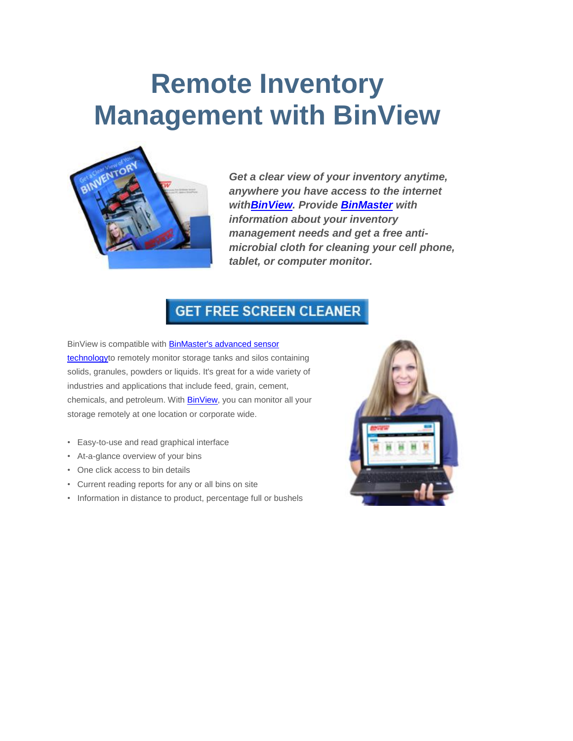# Remote Inventory Management with BinView

***Get a clear view of your inventory anytime, anywhere you have access to the internet withBinView. Provide BinMaster with information about your inventory management needs and get a free anti-microbial cloth for cleaning your cell phone, tablet, or computer monitor.***

GET FREE SCREEN CLEANER

BinView is compatible with BinMaster's advanced sensor technologyto remotely monitor storage tanks and silos containing solids, granules, powders or liquids. It's great for a wide variety of industries and applications that include feed, grain, cement, chemicals, and petroleum. With BinView, you can monitor all your storage remotely at one location or corporate wide.

- Easy-to-use and read graphical interface
- At-a-glance overview of your bins
- One click access to bin details
- Current reading reports for any or all bins on site
- Information in distance to product, percentage full or bushels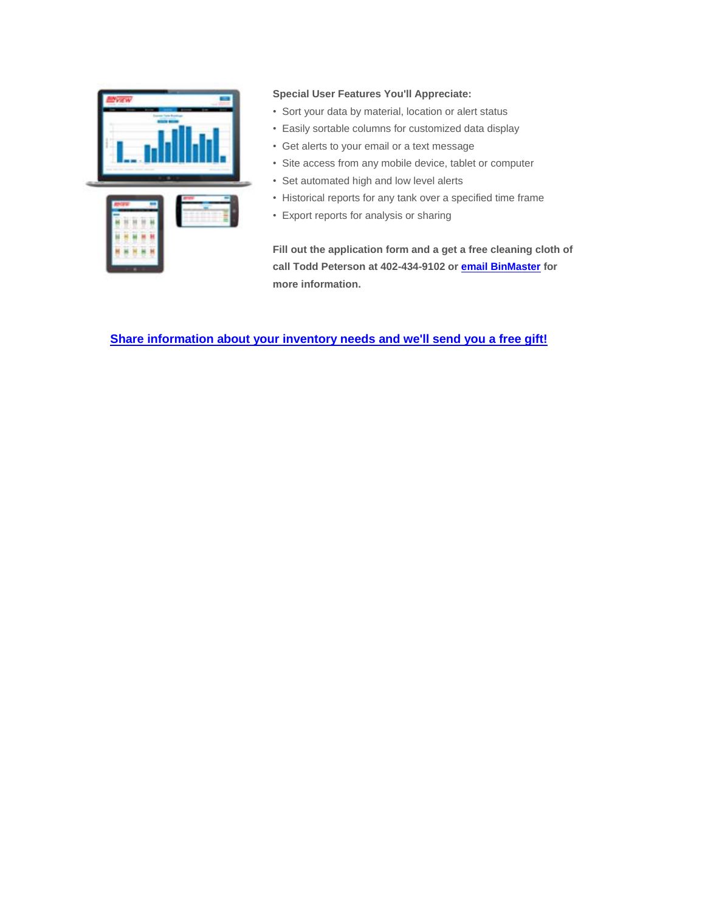**Special User Features You'll Appreciate:**

- Sort your data by material, location or alert status
- Easily sortable columns for customized data display
- Get alerts to your email or a text message
- Site access from any mobile device, tablet or computer
- Set automated high and low level alerts
- Historical reports for any tank over a specified time frame
- Export reports for analysis or sharing

**Fill out the application form and a get a free cleaning cloth of call Todd Peterson at 402-434-9102 or email BinMaster for more information.**

**Share information about your inventory needs and we'll send you a free gift!**